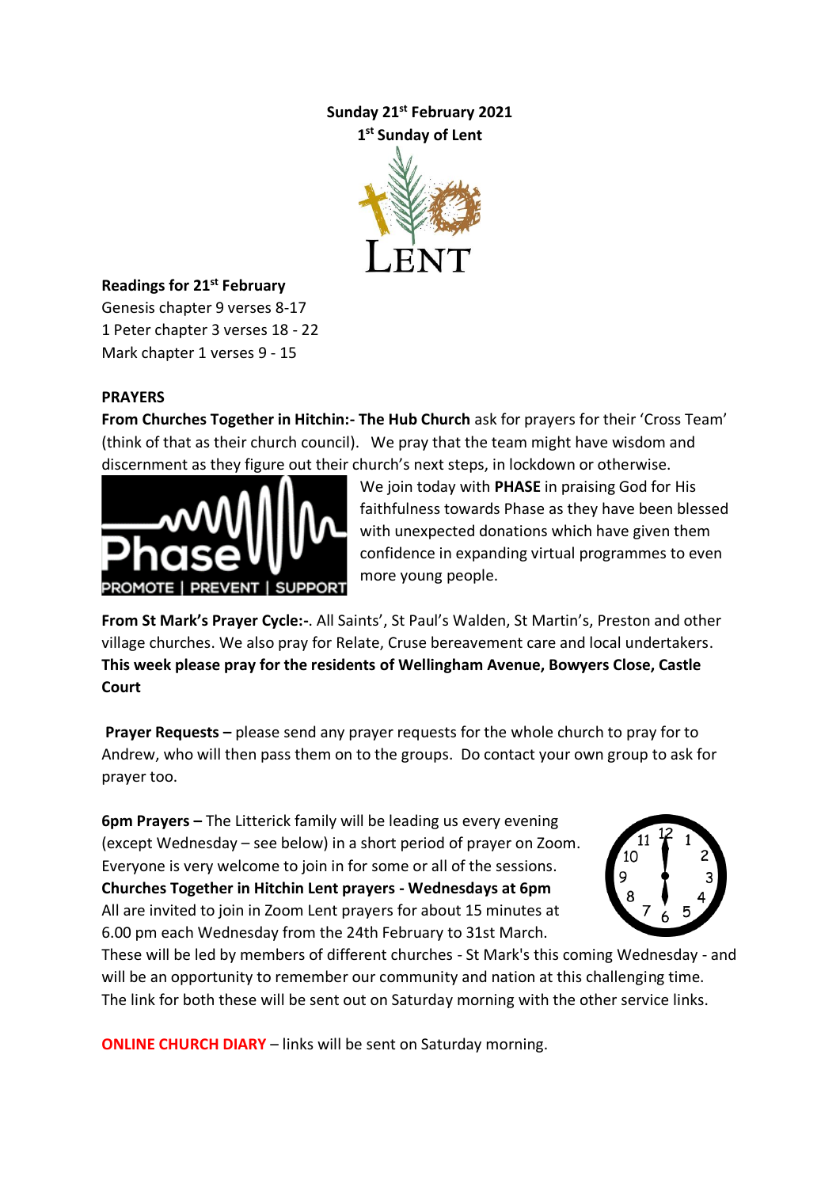**Sunday 21st February 2021**
**1st Sunday of Lent**

**Readings for 21st February**
Genesis chapter 9 verses 8-17
1 Peter chapter 3 verses 18 - 22
Mark chapter 1 verses 9 - 15

**PRAYERS**

**From Churches Together in Hitchin:- The Hub Church** ask for prayers for their 'Cross Team' (think of that as their church council). We pray that the team might have wisdom and discernment as they figure out their church's next steps, in lockdown or otherwise.

We join today with **PHASE** in praising God for His faithfulness towards Phase as they have been blessed with unexpected donations which have given them confidence in expanding virtual programmes to even more young people.

**From St Mark's Prayer Cycle:-**. All Saints', St Paul's Walden, St Martin's, Preston and other village churches. We also pray for Relate, Cruse bereavement care and local undertakers.
**This week please pray for the residents of Wellingham Avenue, Bowyers Close, Castle Court**

**Prayer Requests –** please send any prayer requests for the whole church to pray for to Andrew, who will then pass them on to the groups. Do contact your own group to ask for prayer too.

**6pm Prayers –** The Litterick family will be leading us every evening (except Wednesday – see below) in a short period of prayer on Zoom. Everyone is very welcome to join in for some or all of the sessions.
**Churches Together in Hitchin Lent prayers - Wednesdays at 6pm**
All are invited to join in Zoom Lent prayers for about 15 minutes at 6.00 pm each Wednesday from the 24th February to 31st March. These will be led by members of different churches - St Mark's this coming Wednesday - and will be an opportunity to remember our community and nation at this challenging time.
The link for both these will be sent out on Saturday morning with the other service links.

**ONLINE CHURCH DIARY** – links will be sent on Saturday morning.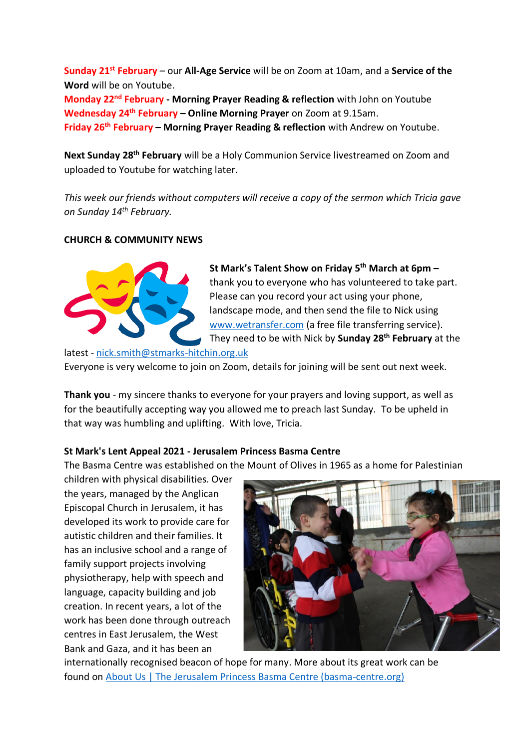**Sunday 21st February** – our **All-Age Service** will be on Zoom at 10am, and a **Service of the Word** will be on Youtube.
**Monday 22nd February - Morning Prayer Reading & reflection** with John on Youtube
**Wednesday 24th February – Online Morning Prayer** on Zoom at 9.15am.
**Friday 26th February – Morning Prayer Reading & reflection** with Andrew on Youtube.

**Next Sunday 28th February** will be a Holy Communion Service livestreamed on Zoom and uploaded to Youtube for watching later.

*This week our friends without computers will receive a copy of the sermon which Tricia gave on Sunday 14th February.*

**CHURCH & COMMUNITY NEWS**

**St Mark's Talent Show on Friday 5th March at 6pm –** thank you to everyone who has volunteered to take part. Please can you record your act using your phone, landscape mode, and then send the file to Nick using www.wetransfer.com (a free file transferring service). They need to be with Nick by **Sunday 28th February** at the latest - nick.smith@stmarks-hitchin.org.uk
Everyone is very welcome to join on Zoom, details for joining will be sent out next week.

**Thank you** - my sincere thanks to everyone for your prayers and loving support, as well as for the beautifully accepting way you allowed me to preach last Sunday. To be upheld in that way was humbling and uplifting. With love, Tricia.

**St Mark's Lent Appeal 2021 - Jerusalem Princess Basma Centre**
The Basma Centre was established on the Mount of Olives in 1965 as a home for Palestinian children with physical disabilities. Over the years, managed by the Anglican Episcopal Church in Jerusalem, it has developed its work to provide care for autistic children and their families. It has an inclusive school and a range of family support projects involving physiotherapy, help with speech and language, capacity building and job creation. In recent years, a lot of the work has been done through outreach centres in East Jerusalem, the West Bank and Gaza, and it has been an internationally recognised beacon of hope for many. More about its great work can be found on About Us | The Jerusalem Princess Basma Centre (basma-centre.org)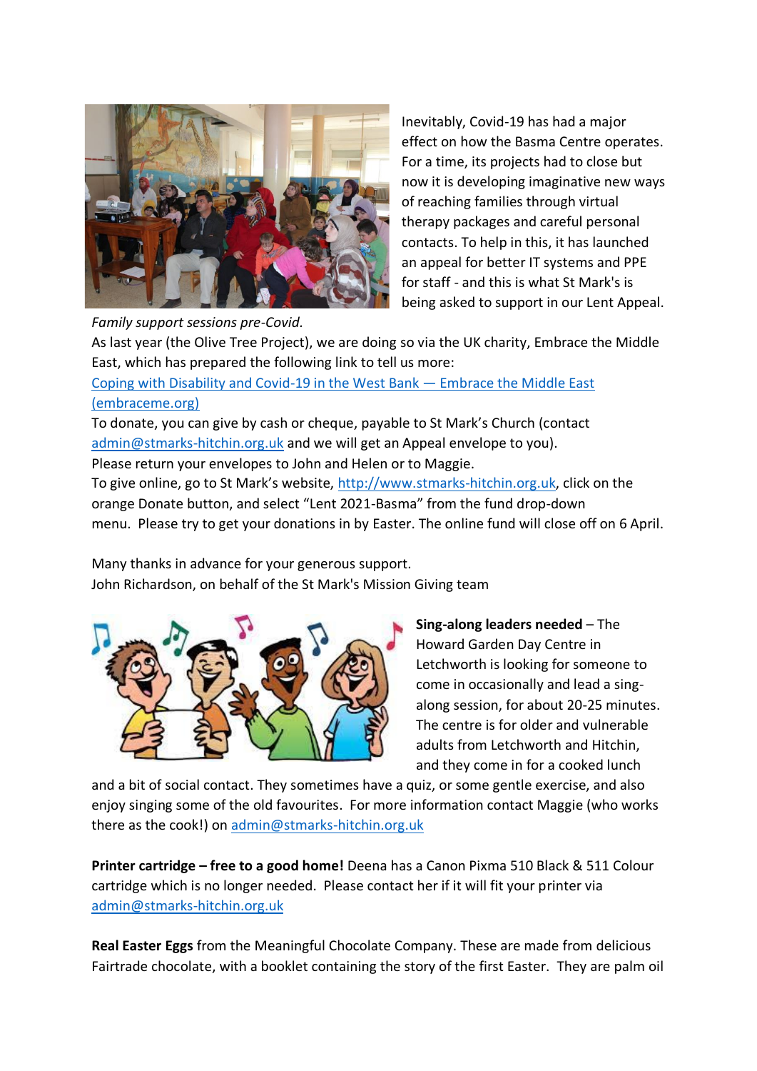Inevitably, Covid-19 has had a major effect on how the Basma Centre operates. For a time, its projects had to close but now it is developing imaginative new ways of reaching families through virtual therapy packages and careful personal contacts. To help in this, it has launched an appeal for better IT systems and PPE for staff - and this is what St Mark's is being asked to support in our Lent Appeal.

*Family support sessions pre-Covid.*

As last year (the Olive Tree Project), we are doing so via the UK charity, Embrace the Middle East, which has prepared the following link to tell us more:
Coping with Disability and Covid-19 in the West Bank — Embrace the Middle East (embraceme.org)

To donate, you can give by cash or cheque, payable to St Mark's Church (contact admin@stmarks-hitchin.org.uk and we will get an Appeal envelope to you).

Please return your envelopes to John and Helen or to Maggie.

To give online, go to St Mark's website, http://www.stmarks-hitchin.org.uk, click on the orange Donate button, and select "Lent 2021-Basma" from the fund drop-down menu. Please try to get your donations in by Easter. The online fund will close off on 6 April.

Many thanks in advance for your generous support.
John Richardson, on behalf of the St Mark's Mission Giving team

**Sing-along leaders needed** – The Howard Garden Day Centre in Letchworth is looking for someone to come in occasionally and lead a sing-along session, for about 20-25 minutes. The centre is for older and vulnerable adults from Letchworth and Hitchin, and they come in for a cooked lunch and a bit of social contact. They sometimes have a quiz, or some gentle exercise, and also enjoy singing some of the old favourites. For more information contact Maggie (who works there as the cook!) on admin@stmarks-hitchin.org.uk

**Printer cartridge – free to a good home!** Deena has a Canon Pixma 510 Black & 511 Colour cartridge which is no longer needed. Please contact her if it will fit your printer via admin@stmarks-hitchin.org.uk

**Real Easter Eggs** from the Meaningful Chocolate Company. These are made from delicious Fairtrade chocolate, with a booklet containing the story of the first Easter. They are palm oil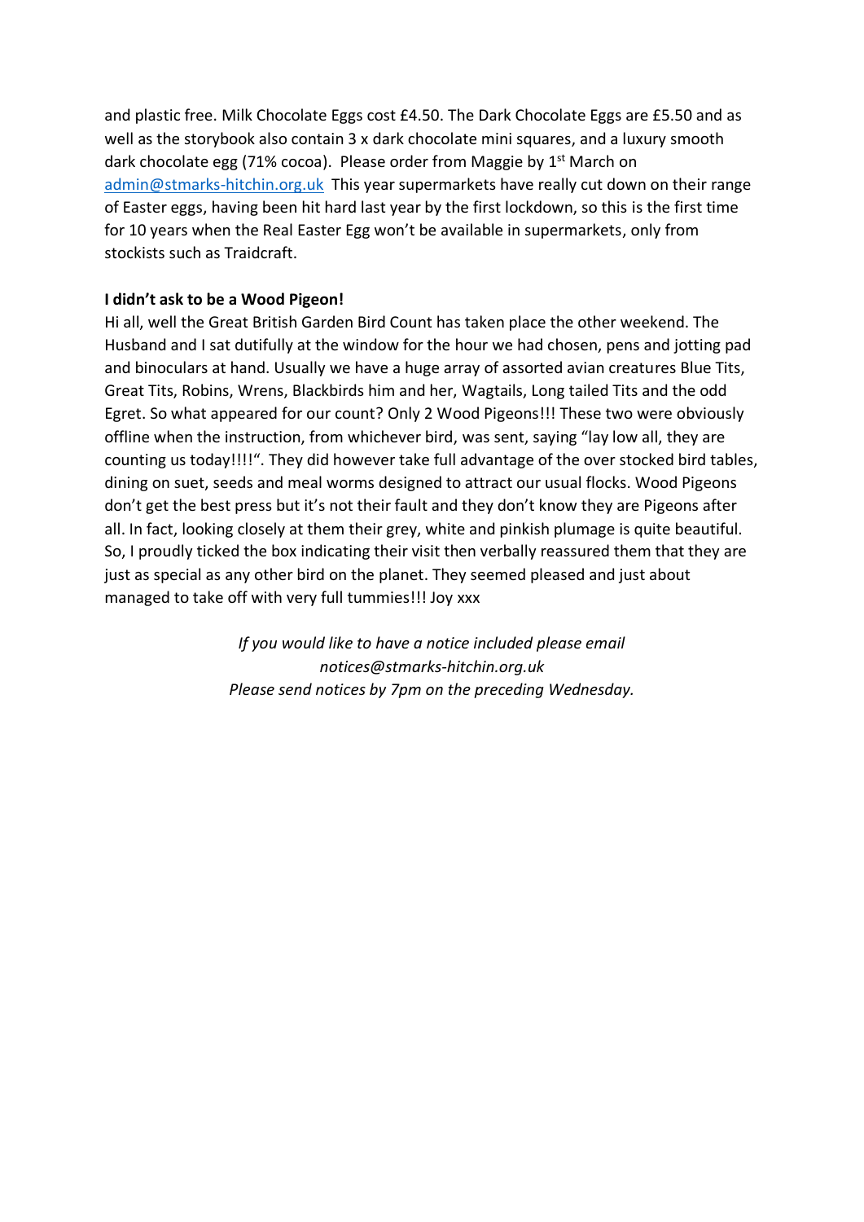and plastic free. Milk Chocolate Eggs cost £4.50. The Dark Chocolate Eggs are £5.50 and as well as the storybook also contain 3 x dark chocolate mini squares, and a luxury smooth dark chocolate egg (71% cocoa). Please order from Maggie by 1st March on admin@stmarks-hitchin.org.uk This year supermarkets have really cut down on their range of Easter eggs, having been hit hard last year by the first lockdown, so this is the first time for 10 years when the Real Easter Egg won't be available in supermarkets, only from stockists such as Traidcraft.

**I didn't ask to be a Wood Pigeon!**

Hi all, well the Great British Garden Bird Count has taken place the other weekend. The Husband and I sat dutifully at the window for the hour we had chosen, pens and jotting pad and binoculars at hand. Usually we have a huge array of assorted avian creatures Blue Tits, Great Tits, Robins, Wrens, Blackbirds him and her, Wagtails, Long tailed Tits and the odd Egret. So what appeared for our count? Only 2 Wood Pigeons!!! These two were obviously offline when the instruction, from whichever bird, was sent, saying "lay low all, they are counting us today!!!!". They did however take full advantage of the over stocked bird tables, dining on suet, seeds and meal worms designed to attract our usual flocks. Wood Pigeons don't get the best press but it's not their fault and they don't know they are Pigeons after all. In fact, looking closely at them their grey, white and pinkish plumage is quite beautiful. So, I proudly ticked the box indicating their visit then verbally reassured them that they are just as special as any other bird on the planet. They seemed pleased and just about managed to take off with very full tummies!!! Joy xxx

*If you would like to have a notice included please email notices@stmarks-hitchin.org.uk*
*Please send notices by 7pm on the preceding Wednesday.*